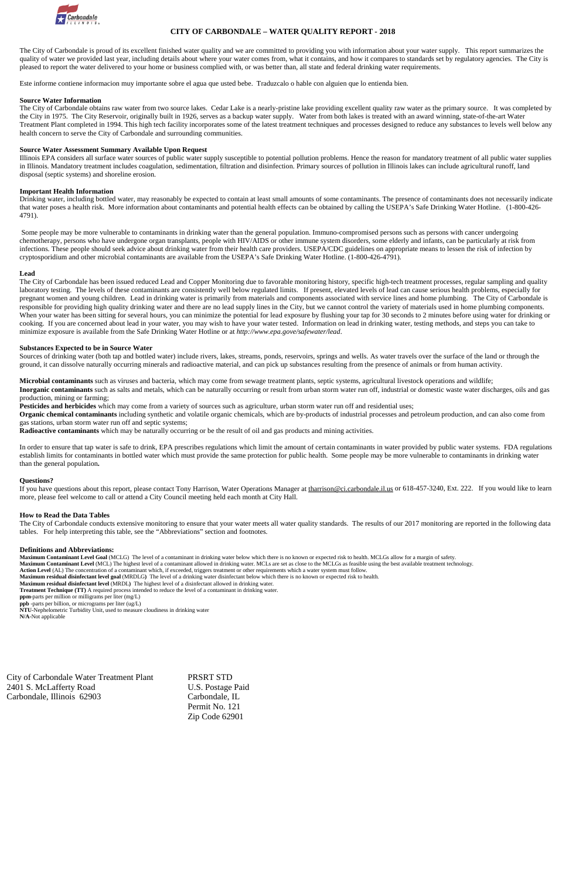# CITY OF CARBONDALE – WATER QUALITY REPORT - 2018

The City of Carbondale is proud of its excellent finished water quality and we are committed to providing you with information about your water supply. This report summarizes the quality of water we provided last year, including details about where your water comes from, what it contains, and how it compares to standards set by regulatory agencies. The City is pleased to report the water delivered to your home or business complied with, or was better than, all state and federal drinking water requirements.

Este informe contiene informacion muy importante sobre el agua que usted bebe. Traduzcalo o hable con alguien que lo entienda bien.

**Source Water Information**

The City of Carbondale obtains raw water from two source lakes. Cedar Lake is a nearly-pristine lake providing excellent quality raw water as the primary source. It was completed by the City in 1975. The City Reservoir, originally built in 1926, serves as a backup water supply. Water from both lakes is treated with an award winning, state-of-the-art Water Treatment Plant completed in 1994. This high tech facility incorporates some of the latest treatment techniques and processes designed to reduce any substances to levels well below any health concern to serve the City of Carbondale and surrounding communities.

**Source Water Assessment Summary Available Upon Request**

Illinois EPA considers all surface water sources of public water supply susceptible to potential pollution problems. Hence the reason for mandatory treatment of all public water supplies in Illinois. Mandatory treatment includes coagulation, sedimentation, filtration and disinfection. Primary sources of pollution in Illinois lakes can include agricultural runoff, land disposal (septic systems) and shoreline erosion.

**Important Health Information**

Drinking water, including bottled water, may reasonably be expected to contain at least small amounts of some contaminants. The presence of contaminants does not necessarily indicate that water poses a health risk. More information about contaminants and potential health effects can be obtained by calling the USEPA's Safe Drinking Water Hotline. (1-800-426-4791).

Some people may be more vulnerable to contaminants in drinking water than the general population. Immuno-compromised persons such as persons with cancer undergoing chemotherapy, persons who have undergone organ transplants, people with HIV/AIDS or other immune system disorders, some elderly and infants, can be particularly at risk from infections. These people should seek advice about drinking water from their health care providers. USEPA/CDC guidelines on appropriate means to lessen the risk of infection by cryptosporidium and other microbial contaminants are available from the USEPA's Safe Drinking Water Hotline. (1-800-426-4791).

**Lead**

The City of Carbondale has been issued reduced Lead and Copper Monitoring due to favorable monitoring history, specific high-tech treatment processes, regular sampling and quality laboratory testing. The levels of these contaminants are consistently well below regulated limits. If present, elevated levels of lead can cause serious health problems, especially for pregnant women and young children. Lead in drinking water is primarily from materials and components associated with service lines and home plumbing. The City of Carbondale is responsible for providing high quality drinking water and there are no lead supply lines in the City, but we cannot control the variety of materials used in home plumbing components. When your water has been sitting for several hours, you can minimize the potential for lead exposure by flushing your tap for 30 seconds to 2 minutes before using water for drinking or cooking. If you are concerned about lead in your water, you may wish to have your water tested. Information on lead in drinking water, testing methods, and steps you can take to minimize exposure is available from the Safe Drinking Water Hotline or at *http://www.epa.gove/safewater/lead*.

**Substances Expected to be in Source Water**

Sources of drinking water (both tap and bottled water) include rivers, lakes, streams, ponds, reservoirs, springs and wells. As water travels over the surface of the land or through the ground, it can dissolve naturally occurring minerals and radioactive material, and can pick up substances resulting from the presence of animals or from human activity.

**Microbial contaminants** such as viruses and bacteria, which may come from sewage treatment plants, septic systems, agricultural livestock operations and wildlife;
**Inorganic contaminants** such as salts and metals, which can be naturally occurring or result from urban storm water run off, industrial or domestic waste water discharges, oils and gas production, mining or farming;
**Pesticides and herbicides** which may come from a variety of sources such as agriculture, urban storm water run off and residential uses;
**Organic chemical contaminants** including synthetic and volatile organic chemicals, which are by-products of industrial processes and petroleum production, and can also come from gas stations, urban storm water run off and septic systems;
**Radioactive contaminants** which may be naturally occurring or be the result of oil and gas products and mining activities.

In order to ensure that tap water is safe to drink, EPA prescribes regulations which limit the amount of certain contaminants in water provided by public water systems. FDA regulations establish limits for contaminants in bottled water which must provide the same protection for public health. Some people may be more vulnerable to contaminants in drinking water than the general population**.**

**Questions?**

If you have questions about this report, please contact Tony Harrison, Water Operations Manager at tharrison@ci.carbondale.il.us or 618-457-3240, Ext. 222. If you would like to learn more, please feel welcome to call or attend a City Council meeting held each month at City Hall.

**How to Read the Data Tables**

The City of Carbondale conducts extensive monitoring to ensure that your water meets all water quality standards. The results of our 2017 monitoring are reported in the following data tables. For help interpreting this table, see the "Abbreviations" section and footnotes.

**Definitions and Abbreviations:**

**Maximum Contaminant Level Goal** (MCLG) The level of a contaminant in drinking water below which there is no known or expected risk to health. MCLGs allow for a margin of safety.
**Maximum Contaminant Level** (MCL) The highest level of a contaminant allowed in drinking water. MCLs are set as close to the MCLGs as feasible using the best available treatment technology.
**Action Level** (AL) The concentration of a contaminant which, if exceeded, triggers treatment or other requirements which a water system must follow.
**Maximum residual disinfectant level goal** (MRDLG**)** The level of a drinking water disinfectant below which there is no known or expected risk to health.
**Maximum residual disinfectant level** (MRDL**)** The highest level of a disinfectant allowed in drinking water.
**Treatment Technique (TT)** A required process intended to reduce the level of a contaminant in drinking water.
**ppm**-parts per million or milligrams per liter (mg/L)
**ppb** -parts per billion, or micrograms per liter (ug/L)
**NTU**-Nephelometric Turbidity Unit, used to measure cloudiness in drinking water
**N/A**-Not applicable

City of Carbondale Water Treatment Plant
2401 S. McLafferty Road
Carbondale, Illinois 62903

PRSRT STD
U.S. Postage Paid
Carbondale, IL
Permit No. 121
Zip Code 62901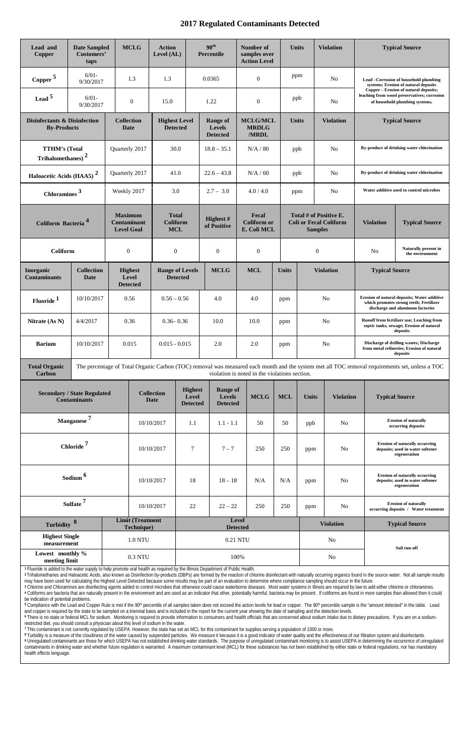# 2017 Regulated Contaminants Detected

| Lead and Copper | Date Sampled Customers' taps | MCLG | Action Level (AL) | 90th Percentile | Number of samples over Action Level | Units | Violation | Typical Source |
|---|---|---|---|---|---|---|---|---|
| Copper [5] | 6/01-9/30/2017 | 1.3 | 1.3 | 0.0365 | 0 | ppm | No | Lead –Corrosion of household plumbing systems; Erosion of natural deposits Copper – Erosion of natural deposits; leaching from wood preservatives; corrosion of household plumbing systems. |
| Lead [5] | 6/01-9/30/2017 | 0 | 15.0 | 1.22 | 0 | ppb | No | |

| Disinfectants & Disinfection By-Products | Collection Date | Highest Level Detected | Range of Levels Detected | MCLG/MCL MRDLG /MRDL | Units | Violation | Typical Source |
|---|---|---|---|---|---|---|---|
| TTHM's (Total Trihalomethanes) [2] | Quarterly 2017 | 30.0 | 18.8 – 35.1 | N/A / 80 | ppb | No | By-product of drinking water chlorination |
| Haloacetic Acids (HAA5) [2] | Quarterly 2017 | 41.0 | 22.6 – 43.8 | N/A / 60 | ppb | No | By-product of drinking water chlorination |
| Chloramines [3] | Weekly 2017 | 3.0 | 2.7 – 3.0 | 4.0 / 4.0 | ppm | No | Water additive used to control microbes |

| Coliform Bacteria [4] | Maximum Contaminant Level Goal | Total Coliform MCL | Highest # of Positive | Fecal Coliform or E. Coli MCL | Total # of Positive E. Coli or Fecal Coliform Samples | Violation | Typical Source |
|---|---|---|---|---|---|---|---|
| Coliform | 0 | 0 | 0 | 0 | 0 | No | Naturally present in the environment |

| Inorganic Contaminants | Collection Date | Highest Level Detected | Range of Levels Detected | MCLG | MCL | Units | Violation | Typical Source |
|---|---|---|---|---|---|---|---|---|
| Fluoride [1] | 10/10/2017 | 0.56 | 0.56 – 0.56 | 4.0 | 4.0 | ppm | No | Erosion of natural deposits; Water additive which promotes strong teeth; Fertilizer discharge and aluminum factories |
| Nitrate (As N) | 4/4/2017 | 0.36 | 0.36– 0.36 | 10.0 | 10.0 | ppm | No | Runoff from fertilizer use; Leaching from septic tanks, sewage; Erosion of natural deposits |
| Barium | 10/10/2017 | 0.015 | 0.015 - 0.015 | 2.0 | 2.0 | ppm | No | Discharge of drilling wastes; Discharge from metal refineries; Erosion of natural deposits |

**Total Organic Carbon**: The percentage of Total Organic Carbon (TOC) removal was measured each month and the system met all TOC removal requirements set, unless a TOC violation is noted in the violations section.

| Secondary / State Regulated Contaminants | Collection Date | Highest Level Detected | Range of Levels Detected | MCLG | MCL | Units | Violation | Typical Source |
|---|---|---|---|---|---|---|---|---|
| Manganese [7] | 10/10/2017 | 1.1 | 1.1 - 1.1 | 50 | 50 | ppb | No | Erosion of naturally occurring deposits |
| Chloride [7] | 10/10/2017 | 7 | 7 – 7 | 250 | 250 | ppm | No | Erosion of naturally occurring deposits; used in water softener regeneration |
| Sodium [6] | 10/10/2017 | 18 | 18 – 18 | N/A | N/A | ppm | No | Erosion of naturally occurring deposits; used in water softener regeneration |
| Sulfate [7] | 10/10/2017 | 22 | 22 – 22 | 250 | 250 | ppm | No | Erosion of naturally occurring deposits / Water treatment |

| Turbidity [8] | Limit (Treatment Technique) | Level Detected | Violation | Typical Source |
|---|---|---|---|---|
| Highest Single measurement | 1.0 NTU | 0.21 NTU | No | Soil run-off |
| Lowest monthly % meeting limit | 0.3 NTU | 100% | No | |

[1] Fluoride is added to the water supply to help promote oral health as required by the Illinois Department of Public Health.

[2] Trihalomethanes and Haloacetic Acids, also known as Disinfection by-products (DBPs) are formed by the reaction of chlorine disinfectant with naturally occurring organics found in the source water. Not all sample results may have been used for calculating the Highest Level Detected because some results may be part of an evaluation to determine where compliance sampling should occur in the future.

[3] Chlorine and Chloramines are disinfecting agents added to control microbes that otherwise could cause waterborne diseases. Most water systems in Illinois are required by law to add either chlorine or chloramines.

[4] Coliforms are bacteria that are naturally present in the environment and are used as an indicator that other, potentially harmful, bacteria may be present. If coliforms are found in more samples than allowed then it could be indication of potential problems.

[5] Compliance with the Lead and Copper Rule is met if the 90th percentile of all samples taken does not exceed the action levels for lead or copper. The 90th percentile sample is the "amount detected" in the table. Lead and copper is required by the state to be sampled on a triennial basis and is included in the report for the current year showing the date of sampling and the detection levels.

[6] There is no state or federal MCL for sodium. Monitoring is required to provide information to consumers and health officials that are concerned about sodium intake due to dietary precautions. If you are on a sodium-restricted diet, you should consult a physician about this level of sodium in the water.

[7] This contaminant is not currently regulated by USEPA. However, the state has set an MCL for this contaminant for supplies serving a population of 1000 or more.

[8] Turbidity is a measure of the cloudiness of the water caused by suspended particles. We measure it because it is a good indicator of water quality and the effectiveness of our filtration system and disinfectants.

[9] Unregulated contaminants are those for which USEPA has not established drinking water standards. The purpose of unregulated contaminant monitoring is to assist USEPA in determining the occurrence of unregulated contaminants in drinking water and whether future regulation is warranted. A maximum contaminant level (MCL) for these substances has not been established by either state or federal regulations, nor has mandatory health effects language.